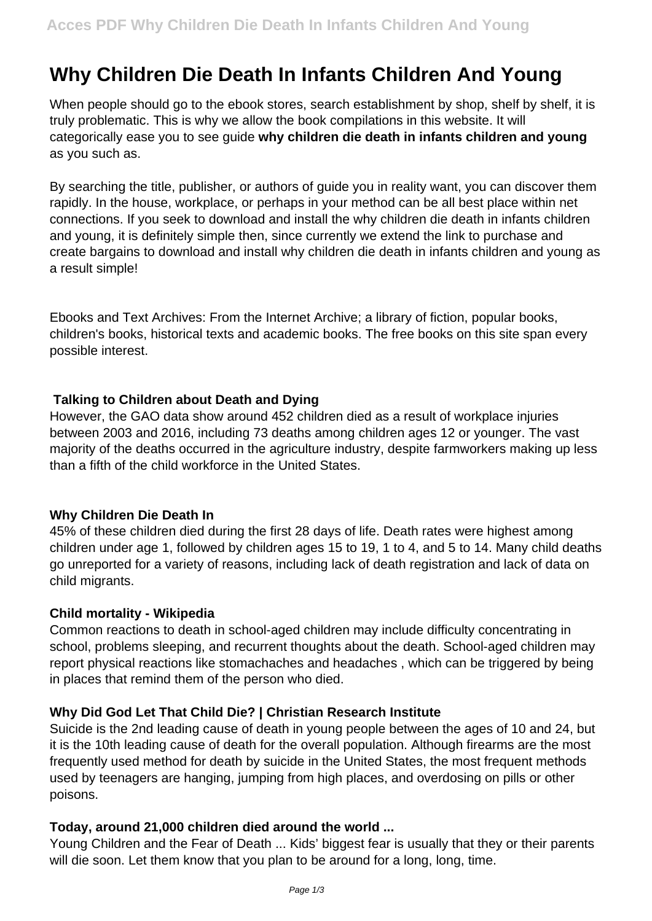# Why Children Die Death In Infants Children And Young

When people should go to the ebook stores, search establishment by shop, shelf by shelf, it is truly problematic. This is why we allow the book compilations in this website. It will categorically ease you to see guide **why children die death in infants children and young** as you such as.

By searching the title, publisher, or authors of guide you in reality want, you can discover them rapidly. In the house, workplace, or perhaps in your method can be all best place within net connections. If you seek to download and install the why children die death in infants children and young, it is definitely simple then, since currently we extend the link to purchase and create bargains to download and install why children die death in infants children and young as a result simple!

Ebooks and Text Archives: From the Internet Archive; a library of fiction, popular books, children's books, historical texts and academic books. The free books on this site span every possible interest.

### Talking to Children about Death and Dying

However, the GAO data show around 452 children died as a result of workplace injuries between 2003 and 2016, including 73 deaths among children ages 12 or younger. The vast majority of the deaths occurred in the agriculture industry, despite farmworkers making up less than a fifth of the child workforce in the United States.

### Why Children Die Death In

45% of these children died during the first 28 days of life. Death rates were highest among children under age 1, followed by children ages 15 to 19, 1 to 4, and 5 to 14. Many child deaths go unreported for a variety of reasons, including lack of death registration and lack of data on child migrants.

### Child mortality - Wikipedia

Common reactions to death in school-aged children may include difficulty concentrating in school, problems sleeping, and recurrent thoughts about the death. School-aged children may report physical reactions like stomachaches and headaches , which can be triggered by being in places that remind them of the person who died.

### Why Did God Let That Child Die? | Christian Research Institute

Suicide is the 2nd leading cause of death in young people between the ages of 10 and 24, but it is the 10th leading cause of death for the overall population. Although firearms are the most frequently used method for death by suicide in the United States, the most frequent methods used by teenagers are hanging, jumping from high places, and overdosing on pills or other poisons.

### Today, around 21,000 children died around the world ...

Young Children and the Fear of Death ... Kids' biggest fear is usually that they or their parents will die soon. Let them know that you plan to be around for a long, long, time.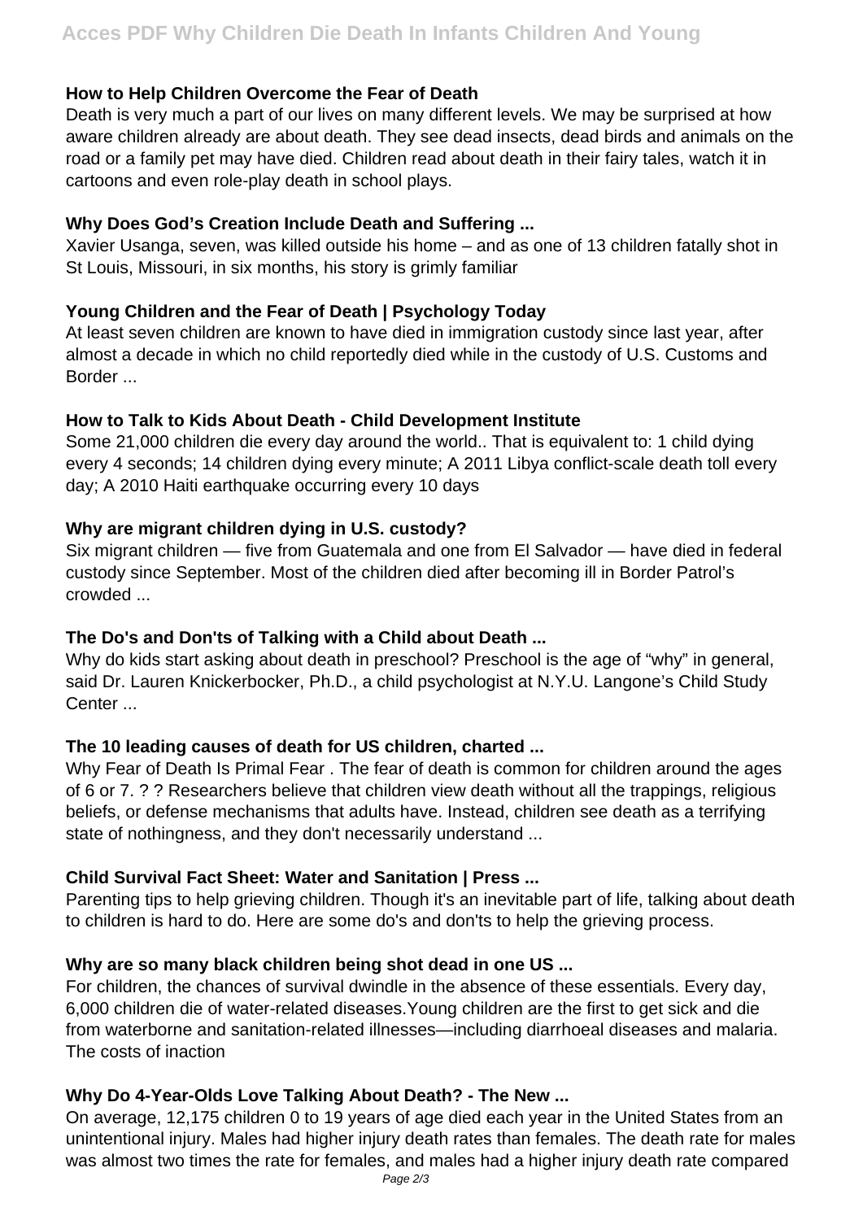### How to Help Children Overcome the Fear of Death

Death is very much a part of our lives on many different levels. We may be surprised at how aware children already are about death. They see dead insects, dead birds and animals on the road or a family pet may have died. Children read about death in their fairy tales, watch it in cartoons and even role-play death in school plays.

### Why Does God's Creation Include Death and Suffering ...

Xavier Usanga, seven, was killed outside his home – and as one of 13 children fatally shot in St Louis, Missouri, in six months, his story is grimly familiar

### Young Children and the Fear of Death | Psychology Today

At least seven children are known to have died in immigration custody since last year, after almost a decade in which no child reportedly died while in the custody of U.S. Customs and Border ...

### How to Talk to Kids About Death - Child Development Institute

Some 21,000 children die every day around the world.. That is equivalent to: 1 child dying every 4 seconds; 14 children dying every minute; A 2011 Libya conflict-scale death toll every day; A 2010 Haiti earthquake occurring every 10 days

### Why are migrant children dying in U.S. custody?

Six migrant children — five from Guatemala and one from El Salvador — have died in federal custody since September. Most of the children died after becoming ill in Border Patrol's crowded ...

### The Do's and Don'ts of Talking with a Child about Death ...

Why do kids start asking about death in preschool? Preschool is the age of "why" in general, said Dr. Lauren Knickerbocker, Ph.D., a child psychologist at N.Y.U. Langone's Child Study Center ...

### The 10 leading causes of death for US children, charted ...

Why Fear of Death Is Primal Fear . The fear of death is common for children around the ages of 6 or 7. ? ? Researchers believe that children view death without all the trappings, religious beliefs, or defense mechanisms that adults have. Instead, children see death as a terrifying state of nothingness, and they don't necessarily understand ...

### Child Survival Fact Sheet: Water and Sanitation | Press ...

Parenting tips to help grieving children. Though it's an inevitable part of life, talking about death to children is hard to do. Here are some do's and don'ts to help the grieving process.

### Why are so many black children being shot dead in one US ...

For children, the chances of survival dwindle in the absence of these essentials. Every day, 6,000 children die of water-related diseases.Young children are the first to get sick and die from waterborne and sanitation-related illnesses—including diarrhoeal diseases and malaria. The costs of inaction

### Why Do 4-Year-Olds Love Talking About Death? - The New ...

On average, 12,175 children 0 to 19 years of age died each year in the United States from an unintentional injury. Males had higher injury death rates than females. The death rate for males was almost two times the rate for females, and males had a higher injury death rate compared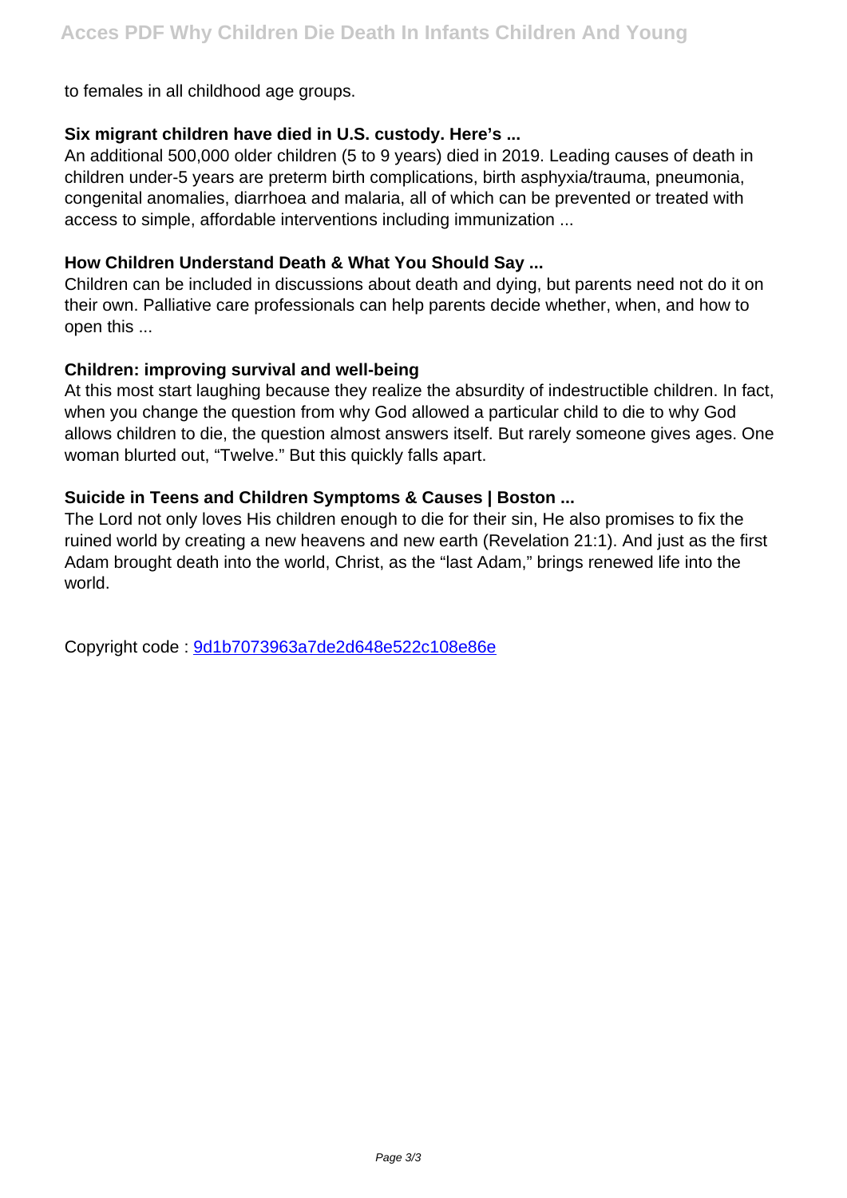to females in all childhood age groups.

**Six migrant children have died in U.S. custody. Here's ...**

An additional 500,000 older children (5 to 9 years) died in 2019. Leading causes of death in children under-5 years are preterm birth complications, birth asphyxia/trauma, pneumonia, congenital anomalies, diarrhoea and malaria, all of which can be prevented or treated with access to simple, affordable interventions including immunization ...

**How Children Understand Death & What You Should Say ...**

Children can be included in discussions about death and dying, but parents need not do it on their own. Palliative care professionals can help parents decide whether, when, and how to open this ...

**Children: improving survival and well-being**

At this most start laughing because they realize the absurdity of indestructible children. In fact, when you change the question from why God allowed a particular child to die to why God allows children to die, the question almost answers itself. But rarely someone gives ages. One woman blurted out, "Twelve." But this quickly falls apart.

**Suicide in Teens and Children Symptoms & Causes | Boston ...**

The Lord not only loves His children enough to die for their sin, He also promises to fix the ruined world by creating a new heavens and new earth (Revelation 21:1). And just as the first Adam brought death into the world, Christ, as the "last Adam," brings renewed life into the world.

Copyright code : 9d1b7073963a7de2d648e522c108e86e